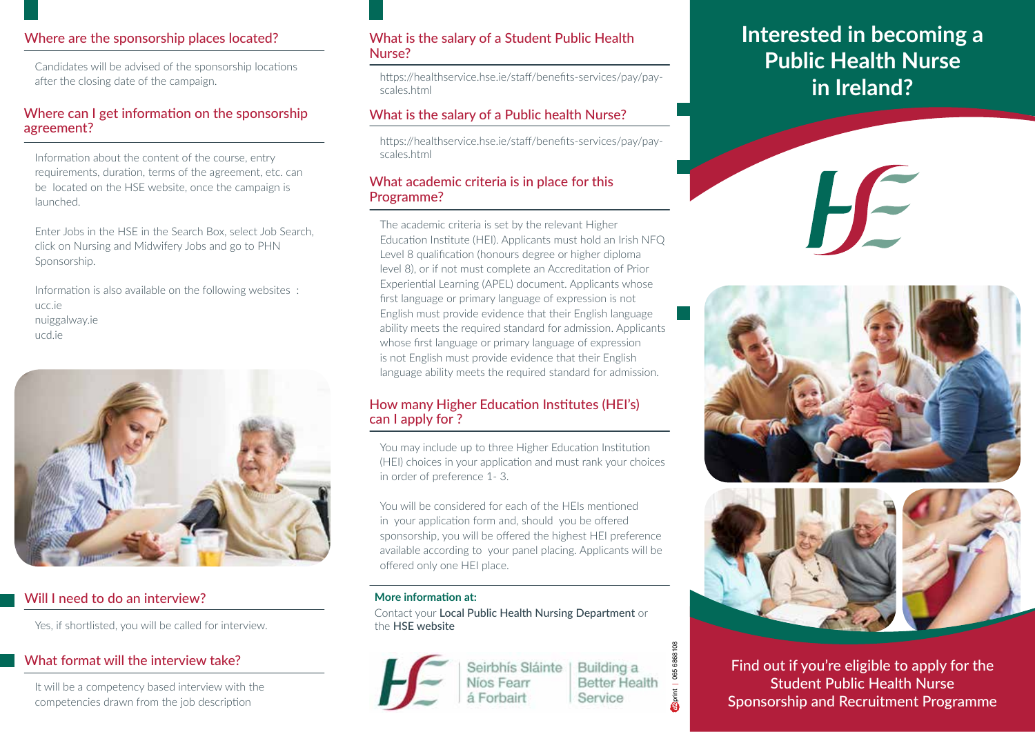# Interested in becoming a Public Health Nurse in Ireland?

Find out if you're eligible to apply for the Student Public Health Nurse Sponsorship and Recruitment Programme

## Where are the sponsorship places located?

Candidates will be advised of the sponsorship locations after the closing date of the campaign.

## Where can I get information on the sponsorship agreement?

Information about the content of the course, entry requirements, duration, terms of the agreement, etc. can be located on the HSE website, once the campaign is launched.

Enter Jobs in the HSE in the Search Box, select Job Search, click on Nursing and Midwifery Jobs and go to PHN Sponsorship.

Information is also available on the following websites :
ucc.ie
nuiggalway.ie
ucd.ie

## Will I need to do an interview?

Yes, if shortlisted, you will be called for interview.

## What format will the interview take?

It will be a competency based interview with the competencies drawn from the job description

## What is the salary of a Student Public Health Nurse?

https://healthservice.hse.ie/staff/benefits-services/pay/pay-scales.html

## What is the salary of a Public health Nurse?

https://healthservice.hse.ie/staff/benefits-services/pay/pay-scales.html

## What academic criteria is in place for this Programme?

The academic criteria is set by the relevant Higher Education Institute (HEI). Applicants must hold an Irish NFQ Level 8 qualification (honours degree or higher diploma level 8), or if not must complete an Accreditation of Prior Experiential Learning (APEL) document. Applicants whose first language or primary language of expression is not English must provide evidence that their English language ability meets the required standard for admission. Applicants whose first language or primary language of expression is not English must provide evidence that their English language ability meets the required standard for admission.

## How many Higher Education Institutes (HEI's) can I apply for ?

You may include up to three Higher Education Institution (HEI) choices in your application and must rank your choices in order of preference 1- 3.

You will be considered for each of the HEIs mentioned in your application form and, should you be offered sponsorship, you will be offered the highest HEI preference available according to your panel placing. Applicants will be offered only one HEI place.

**More information at:**

Contact your **Local Public Health Nursing Department** or the **HSE website**

Seirbhís Sláinte Níos Fearr á Forbairt | Building a Better Health Service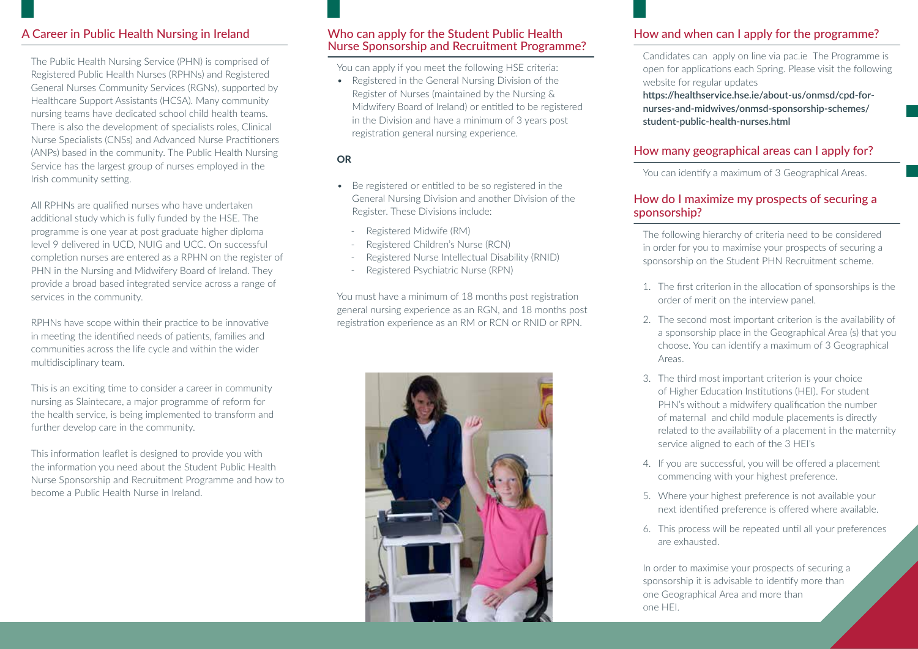## A Career in Public Health Nursing in Ireland

The Public Health Nursing Service (PHN) is comprised of Registered Public Health Nurses (RPHNs) and Registered General Nurses Community Services (RGNs), supported by Healthcare Support Assistants (HCSA). Many community nursing teams have dedicated school child health teams. There is also the development of specialists roles, Clinical Nurse Specialists (CNSs) and Advanced Nurse Practitioners (ANPs) based in the community. The Public Health Nursing Service has the largest group of nurses employed in the Irish community setting.

All RPHNs are qualified nurses who have undertaken additional study which is fully funded by the HSE. The programme is one year at post graduate higher diploma level 9 delivered in UCD, NUIG and UCC. On successful completion nurses are entered as a RPHN on the register of PHN in the Nursing and Midwifery Board of Ireland. They provide a broad based integrated service across a range of services in the community.

RPHNs have scope within their practice to be innovative in meeting the identified needs of patients, families and communities across the life cycle and within the wider multidisciplinary team.

This is an exciting time to consider a career in community nursing as Slaintecare, a major programme of reform for the health service, is being implemented to transform and further develop care in the community.

This information leaflet is designed to provide you with the information you need about the Student Public Health Nurse Sponsorship and Recruitment Programme and how to become a Public Health Nurse in Ireland.

## Who can apply for the Student Public Health Nurse Sponsorship and Recruitment Programme?

You can apply if you meet the following HSE criteria:

- Registered in the General Nursing Division of the Register of Nurses (maintained by the Nursing & Midwifery Board of Ireland) or entitled to be registered in the Division and have a minimum of 3 years post registration general nursing experience.

**OR**

- Be registered or entitled to be so registered in the General Nursing Division and another Division of the Register. These Divisions include:
  - Registered Midwife (RM)
  - Registered Children's Nurse (RCN)
  - Registered Nurse Intellectual Disability (RNID)
  - Registered Psychiatric Nurse (RPN)

You must have a minimum of 18 months post registration general nursing experience as an RGN, and 18 months post registration experience as an RM or RCN or RNID or RPN.

## How and when can I apply for the programme?

Candidates can apply on line via pac.ie The Programme is open for applications each Spring. Please visit the following website for regular updates
**https://healthservice.hse.ie/about-us/onmsd/cpd-for-nurses-and-midwives/onmsd-sponsorship-schemes/student-public-health-nurses.html**

## How many geographical areas can I apply for?

You can identify a maximum of 3 Geographical Areas.

## How do I maximize my prospects of securing a sponsorship?

The following hierarchy of criteria need to be considered in order for you to maximise your prospects of securing a sponsorship on the Student PHN Recruitment scheme.

1. The first criterion in the allocation of sponsorships is the order of merit on the interview panel.
2. The second most important criterion is the availability of a sponsorship place in the Geographical Area (s) that you choose. You can identify a maximum of 3 Geographical Areas.
3. The third most important criterion is your choice of Higher Education Institutions (HEI). For student PHN's without a midwifery qualification the number of maternal and child module placements is directly related to the availability of a placement in the maternity service aligned to each of the 3 HEI's
4. If you are successful, you will be offered a placement commencing with your highest preference.
5. Where your highest preference is not available your next identified preference is offered where available.
6. This process will be repeated until all your preferences are exhausted.

In order to maximise your prospects of securing a sponsorship it is advisable to identify more than one Geographical Area and more than one HEI.